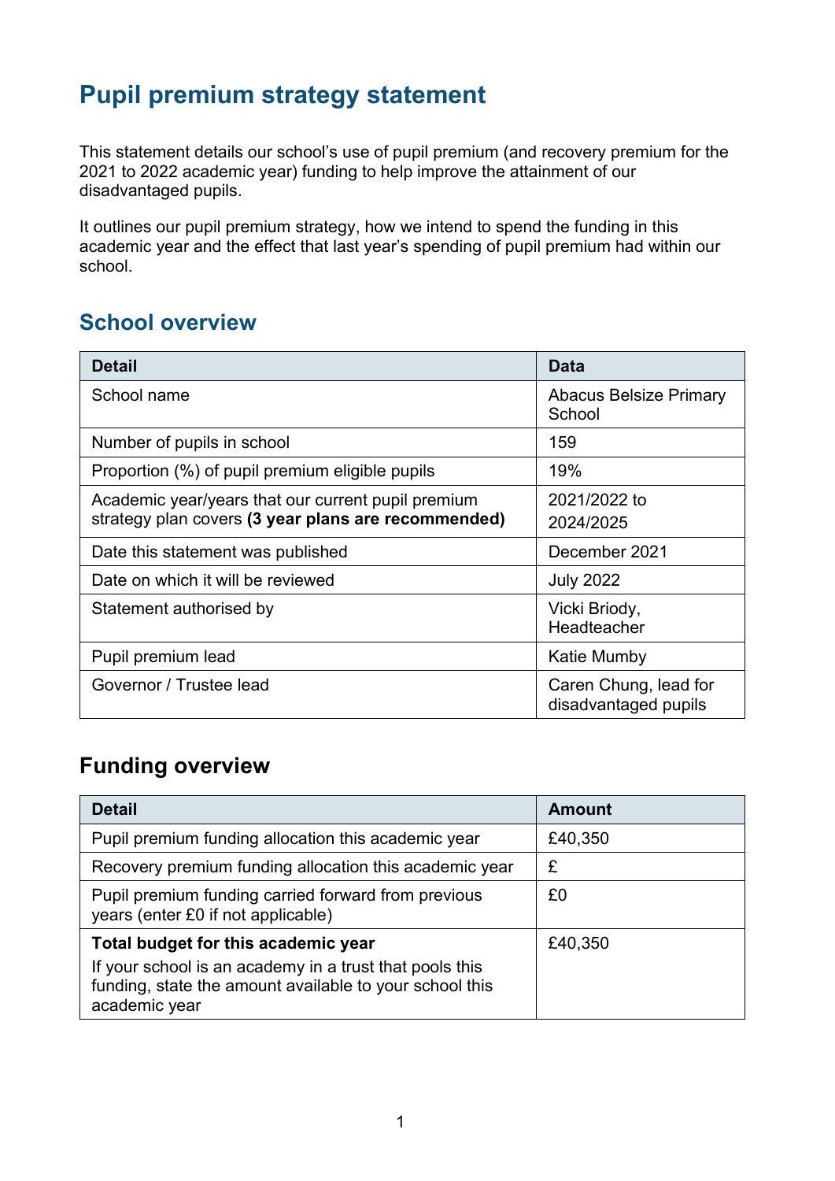# Pupil premium strategy statement

This statement details our school's use of pupil premium (and recovery premium for the 2021 to 2022 academic year) funding to help improve the attainment of our disadvantaged pupils.

It outlines our pupil premium strategy, how we intend to spend the funding in this academic year and the effect that last year's spending of pupil premium had within our school.

## School overview

| Detail | Data |
|---|---|
| School name | Abacus Belsize Primary School |
| Number of pupils in school | 159 |
| Proportion (%) of pupil premium eligible pupils | 19% |
| Academic year/years that our current pupil premium strategy plan covers **(3 year plans are recommended)** | 2021/2022 to 2024/2025 |
| Date this statement was published | December 2021 |
| Date on which it will be reviewed | July 2022 |
| Statement authorised by | Vicki Briody, Headteacher |
| Pupil premium lead | Katie Mumby |
| Governor / Trustee lead | Caren Chung, lead for disadvantaged pupils |

## Funding overview

| Detail | Amount |
|---|---|
| Pupil premium funding allocation this academic year | £40,350 |
| Recovery premium funding allocation this academic year | £ |
| Pupil premium funding carried forward from previous years (enter £0 if not applicable) | £0 |
| **Total budget for this academic year** If your school is an academy in a trust that pools this funding, state the amount available to your school this academic year | £40,350 |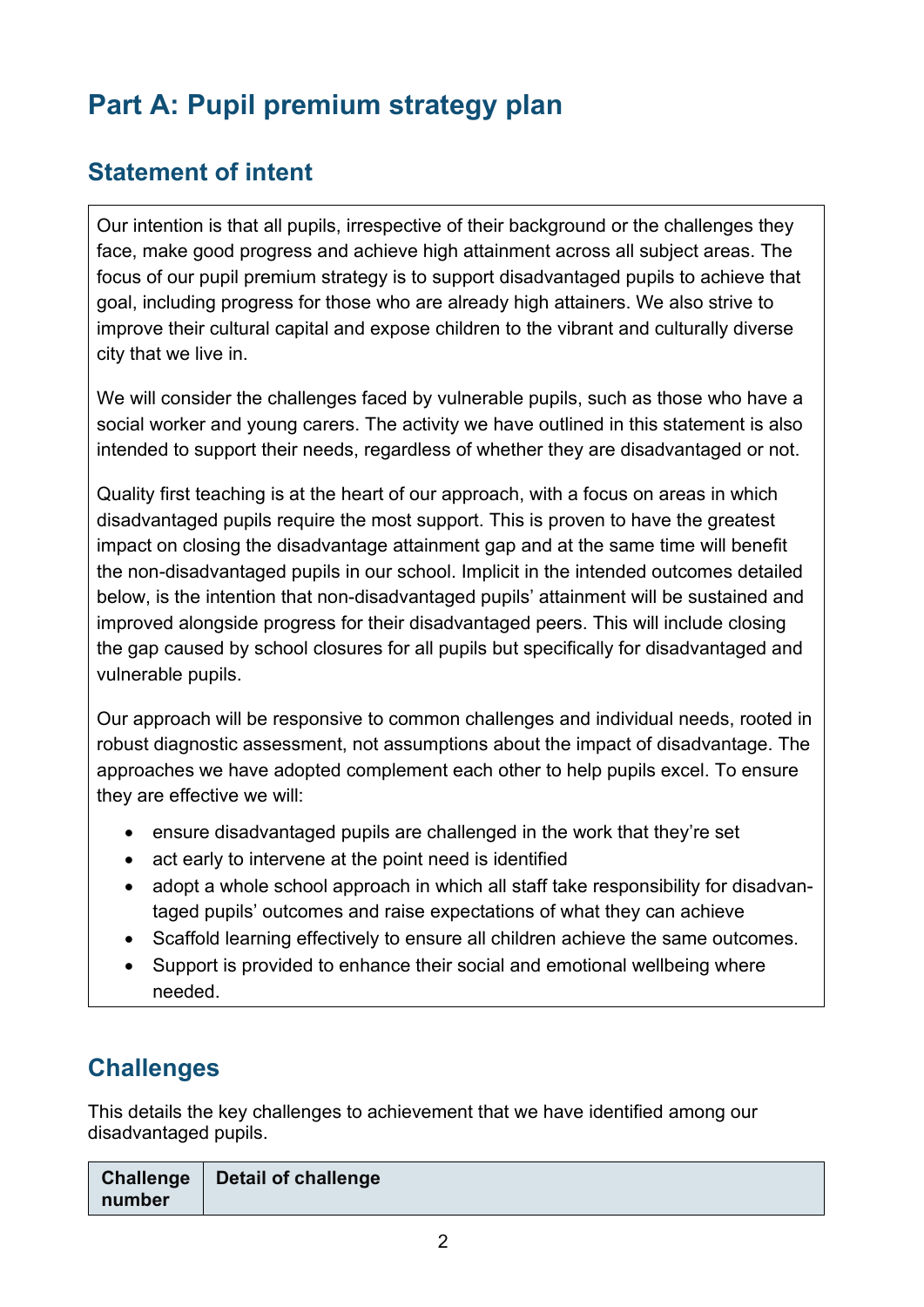# Part A: Pupil premium strategy plan

## Statement of intent

Our intention is that all pupils, irrespective of their background or the challenges they face, make good progress and achieve high attainment across all subject areas. The focus of our pupil premium strategy is to support disadvantaged pupils to achieve that goal, including progress for those who are already high attainers. We also strive to improve their cultural capital and expose children to the vibrant and culturally diverse city that we live in.

We will consider the challenges faced by vulnerable pupils, such as those who have a social worker and young carers. The activity we have outlined in this statement is also intended to support their needs, regardless of whether they are disadvantaged or not.

Quality first teaching is at the heart of our approach, with a focus on areas in which disadvantaged pupils require the most support. This is proven to have the greatest impact on closing the disadvantage attainment gap and at the same time will benefit the non-disadvantaged pupils in our school. Implicit in the intended outcomes detailed below, is the intention that non-disadvantaged pupils' attainment will be sustained and improved alongside progress for their disadvantaged peers. This will include closing the gap caused by school closures for all pupils but specifically for disadvantaged and vulnerable pupils.

Our approach will be responsive to common challenges and individual needs, rooted in robust diagnostic assessment, not assumptions about the impact of disadvantage. The approaches we have adopted complement each other to help pupils excel. To ensure they are effective we will:

- ensure disadvantaged pupils are challenged in the work that they're set
- act early to intervene at the point need is identified
- adopt a whole school approach in which all staff take responsibility for disadvantaged pupils' outcomes and raise expectations of what they can achieve
- Scaffold learning effectively to ensure all children achieve the same outcomes.
- Support is provided to enhance their social and emotional wellbeing where needed.

## Challenges

This details the key challenges to achievement that we have identified among our disadvantaged pupils.

| Challenge number | Detail of challenge |
|---|---|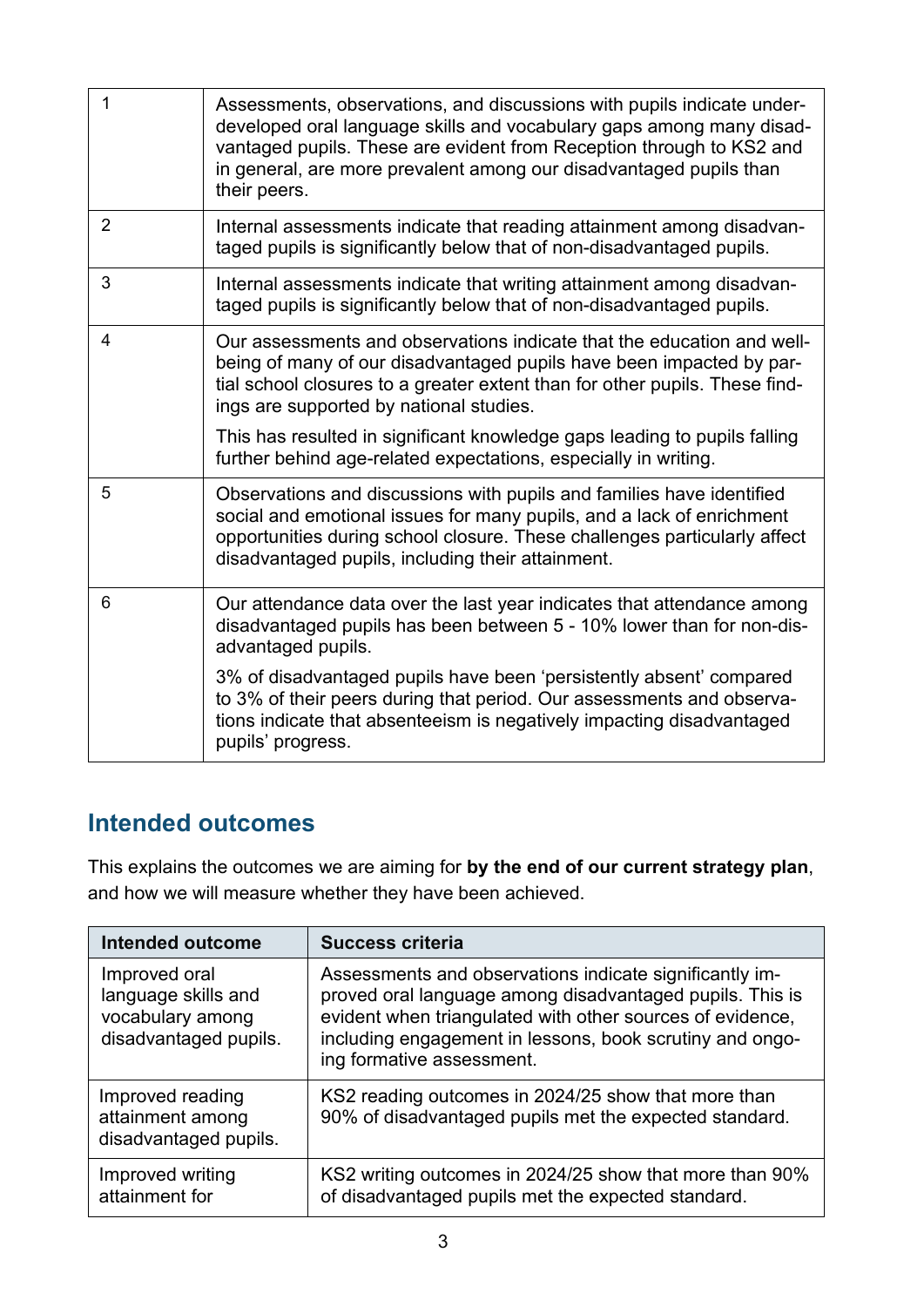| | |
|---|---|
| 1 | Assessments, observations, and discussions with pupils indicate under-developed oral language skills and vocabulary gaps among many disadvantaged pupils. These are evident from Reception through to KS2 and in general, are more prevalent among our disadvantaged pupils than their peers. |
| 2 | Internal assessments indicate that reading attainment among disadvantaged pupils is significantly below that of non-disadvantaged pupils. |
| 3 | Internal assessments indicate that writing attainment among disadvantaged pupils is significantly below that of non-disadvantaged pupils. |
| 4 | Our assessments and observations indicate that the education and well-being of many of our disadvantaged pupils have been impacted by partial school closures to a greater extent than for other pupils. These findings are supported by national studies.<br><br>This has resulted in significant knowledge gaps leading to pupils falling further behind age-related expectations, especially in writing. |
| 5 | Observations and discussions with pupils and families have identified social and emotional issues for many pupils, and a lack of enrichment opportunities during school closure. These challenges particularly affect disadvantaged pupils, including their attainment. |
| 6 | Our attendance data over the last year indicates that attendance among disadvantaged pupils has been between 5 - 10% lower than for non-disadvantaged pupils.<br><br>3% of disadvantaged pupils have been 'persistently absent' compared to 3% of their peers during that period. Our assessments and observations indicate that absenteeism is negatively impacting disadvantaged pupils' progress. |

## Intended outcomes

This explains the outcomes we are aiming for **by the end of our current strategy plan**, and how we will measure whether they have been achieved.

| Intended outcome | Success criteria |
|---|---|
| Improved oral language skills and vocabulary among disadvantaged pupils. | Assessments and observations indicate significantly improved oral language among disadvantaged pupils. This is evident when triangulated with other sources of evidence, including engagement in lessons, book scrutiny and ongoing formative assessment. |
| Improved reading attainment among disadvantaged pupils. | KS2 reading outcomes in 2024/25 show that more than 90% of disadvantaged pupils met the expected standard. |
| Improved writing attainment for | KS2 writing outcomes in 2024/25 show that more than 90% of disadvantaged pupils met the expected standard. |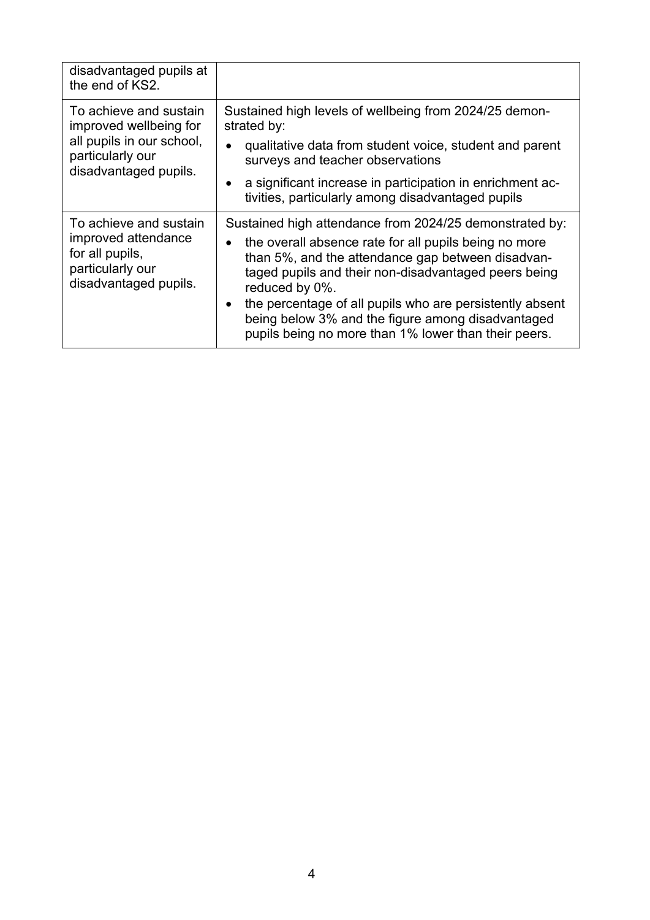| | |
|---|---|
| disadvantaged pupils at the end of KS2. | |
| To achieve and sustain improved wellbeing for all pupils in our school, particularly our disadvantaged pupils. | Sustained high levels of wellbeing from 2024/25 demonstrated by:<br>• qualitative data from student voice, student and parent surveys and teacher observations<br>• a significant increase in participation in enrichment activities, particularly among disadvantaged pupils |
| To achieve and sustain improved attendance for all pupils, particularly our disadvantaged pupils. | Sustained high attendance from 2024/25 demonstrated by:<br>• the overall absence rate for all pupils being no more than 5%, and the attendance gap between disadvantaged pupils and their non-disadvantaged peers being reduced by 0%.<br>• the percentage of all pupils who are persistently absent being below 3% and the figure among disadvantaged pupils being no more than 1% lower than their peers. |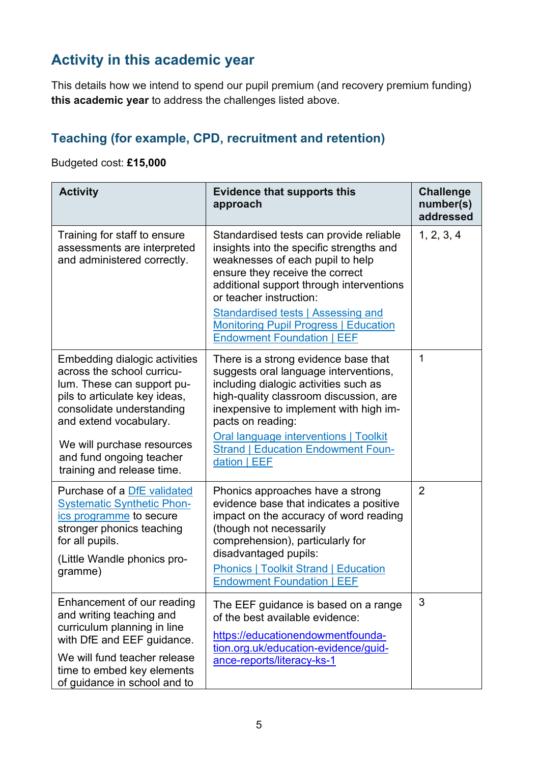## Activity in this academic year

This details how we intend to spend our pupil premium (and recovery premium funding) **this academic year** to address the challenges listed above.

### Teaching (for example, CPD, recruitment and retention)

Budgeted cost: **£15,000**

| Activity | Evidence that supports this approach | Challenge number(s) addressed |
|---|---|---|
| Training for staff to ensure assessments are interpreted and administered correctly. | Standardised tests can provide reliable insights into the specific strengths and weaknesses of each pupil to help ensure they receive the correct additional support through interventions or teacher instruction: [Standardised tests \| Assessing and Monitoring Pupil Progress \| Education Endowment Foundation \| EEF]() | 1, 2, 3, 4 |
| Embedding dialogic activities across the school curriculum. These can support pupils to articulate key ideas, consolidate understanding and extend vocabulary. We will purchase resources and fund ongoing teacher training and release time. | There is a strong evidence base that suggests oral language interventions, including dialogic activities such as high-quality classroom discussion, are inexpensive to implement with high impacts on reading: [Oral language interventions \| Toolkit Strand \| Education Endowment Foundation \| EEF]() | 1 |
| Purchase of a [DfE validated Systematic Synthetic Phonics programme]() to secure stronger phonics teaching for all pupils. (Little Wandle phonics programme) | Phonics approaches have a strong evidence base that indicates a positive impact on the accuracy of word reading (though not necessarily comprehension), particularly for disadvantaged pupils: [Phonics \| Toolkit Strand \| Education Endowment Foundation \| EEF]() | 2 |
| Enhancement of our reading and writing teaching and curriculum planning in line with DfE and EEF guidance. We will fund teacher release time to embed key elements of guidance in school and to | The EEF guidance is based on a range of the best available evidence: https://educationendowmentfoundation.org.uk/education-evidence/guidance-reports/literacy-ks-1 | 3 |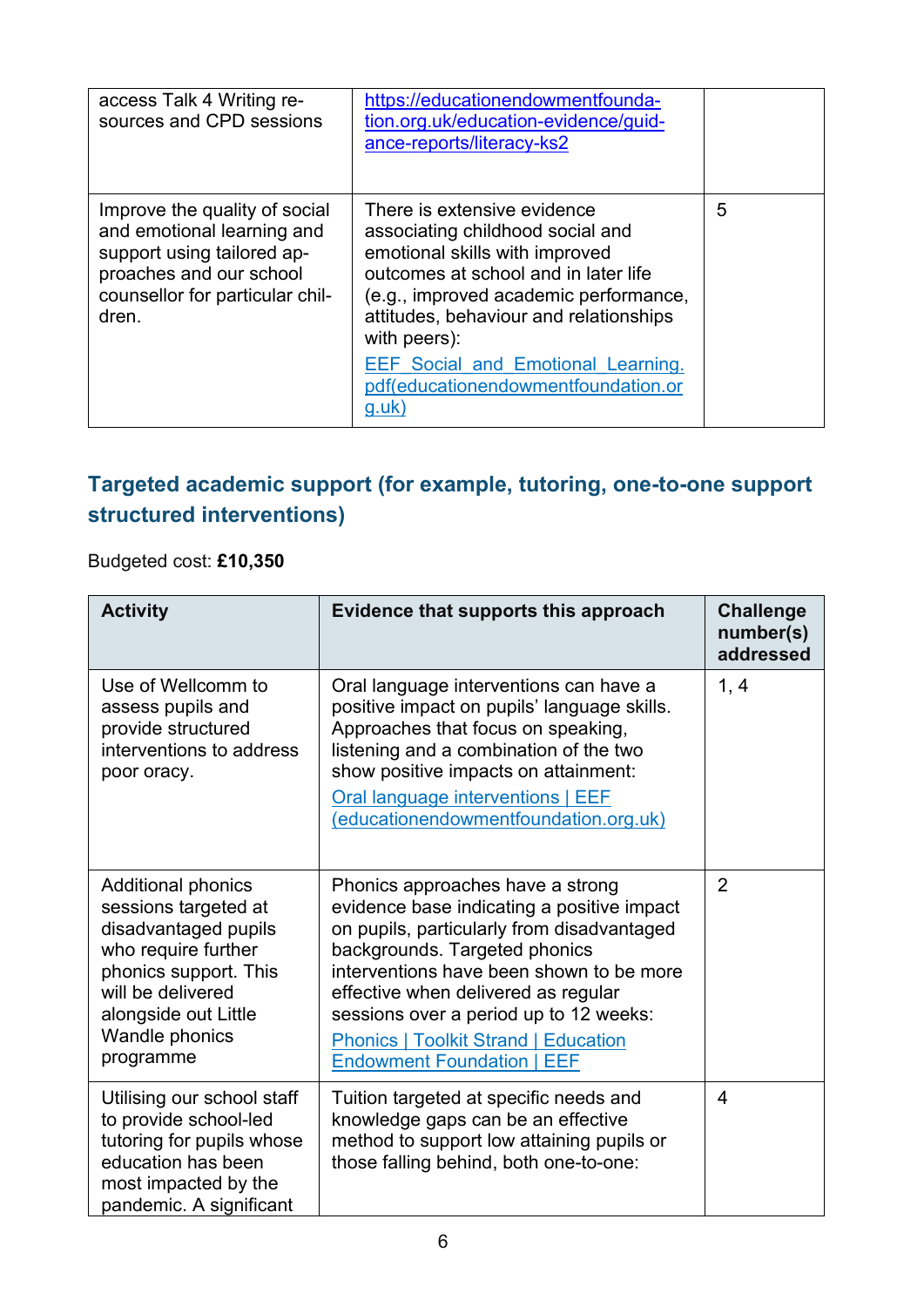| | | |
|---|---|---|
| access Talk 4 Writing resources and CPD sessions | [https://educationendowmentfoundation.org.uk/education-evidence/guidance-reports/literacy-ks2](https://educationendowmentfoundation.org.uk/education-evidence/guidance-reports/literacy-ks2) | |
| Improve the quality of social and emotional learning and support using tailored approaches and our school counsellor for particular children. | There is extensive evidence associating childhood social and emotional skills with improved outcomes at school and in later life (e.g., improved academic performance, attitudes, behaviour and relationships with peers): EEF_Social_and_Emotional_Learning.pdf(educationendowmentfoundation.org.uk) | 5 |

## Targeted academic support (for example, tutoring, one-to-one support structured interventions)

Budgeted cost: **£10,350**

| Activity | Evidence that supports this approach | Challenge number(s) addressed |
|---|---|---|
| Use of Wellcomm to assess pupils and provide structured interventions to address poor oracy. | Oral language interventions can have a positive impact on pupils' language skills. Approaches that focus on speaking, listening and a combination of the two show positive impacts on attainment: Oral language interventions \| EEF (educationendowmentfoundation.org.uk) | 1, 4 |
| Additional phonics sessions targeted at disadvantaged pupils who require further phonics support. This will be delivered alongside out Little Wandle phonics programme | Phonics approaches have a strong evidence base indicating a positive impact on pupils, particularly from disadvantaged backgrounds. Targeted phonics interventions have been shown to be more effective when delivered as regular sessions over a period up to 12 weeks: Phonics \| Toolkit Strand \| Education Endowment Foundation \| EEF | 2 |
| Utilising our school staff to provide school-led tutoring for pupils whose education has been most impacted by the pandemic. A significant | Tuition targeted at specific needs and knowledge gaps can be an effective method to support low attaining pupils or those falling behind, both one-to-one: | 4 |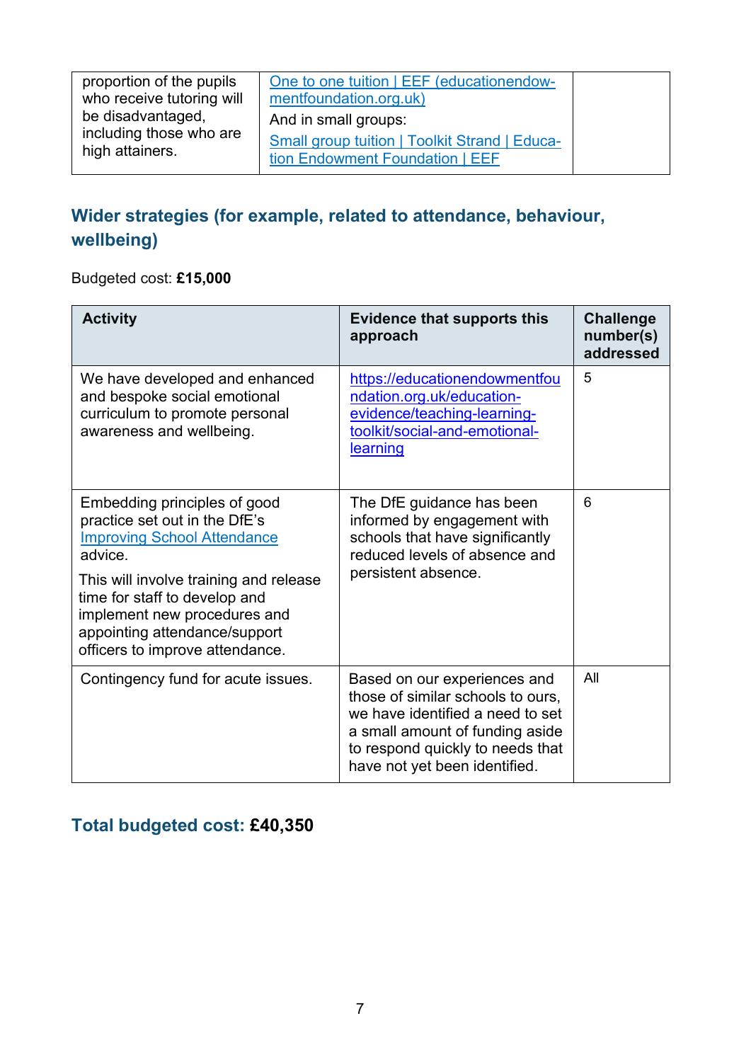| | | |
|---|---|---|
| proportion of the pupils who receive tutoring will be disadvantaged, including those who are high attainers. | One to one tuition \| EEF (educationendowmentfoundation.org.uk)<br>And in small groups:<br>Small group tuition \| Toolkit Strand \| Education Endowment Foundation \| EEF | |

## Wider strategies (for example, related to attendance, behaviour, wellbeing)

Budgeted cost: **£15,000**

| Activity | Evidence that supports this approach | Challenge number(s) addressed |
|---|---|---|
| We have developed and enhanced and bespoke social emotional curriculum to promote personal awareness and wellbeing. | https://educationendowmentfoundation.org.uk/education-evidence/teaching-learning-toolkit/social-and-emotional-learning | 5 |
| Embedding principles of good practice set out in the DfE's Improving School Attendance advice.<br>This will involve training and release time for staff to develop and implement new procedures and appointing attendance/support officers to improve attendance. | The DfE guidance has been informed by engagement with schools that have significantly reduced levels of absence and persistent absence. | 6 |
| Contingency fund for acute issues. | Based on our experiences and those of similar schools to ours, we have identified a need to set a small amount of funding aside to respond quickly to needs that have not yet been identified. | All |

## Total budgeted cost: **£40,350**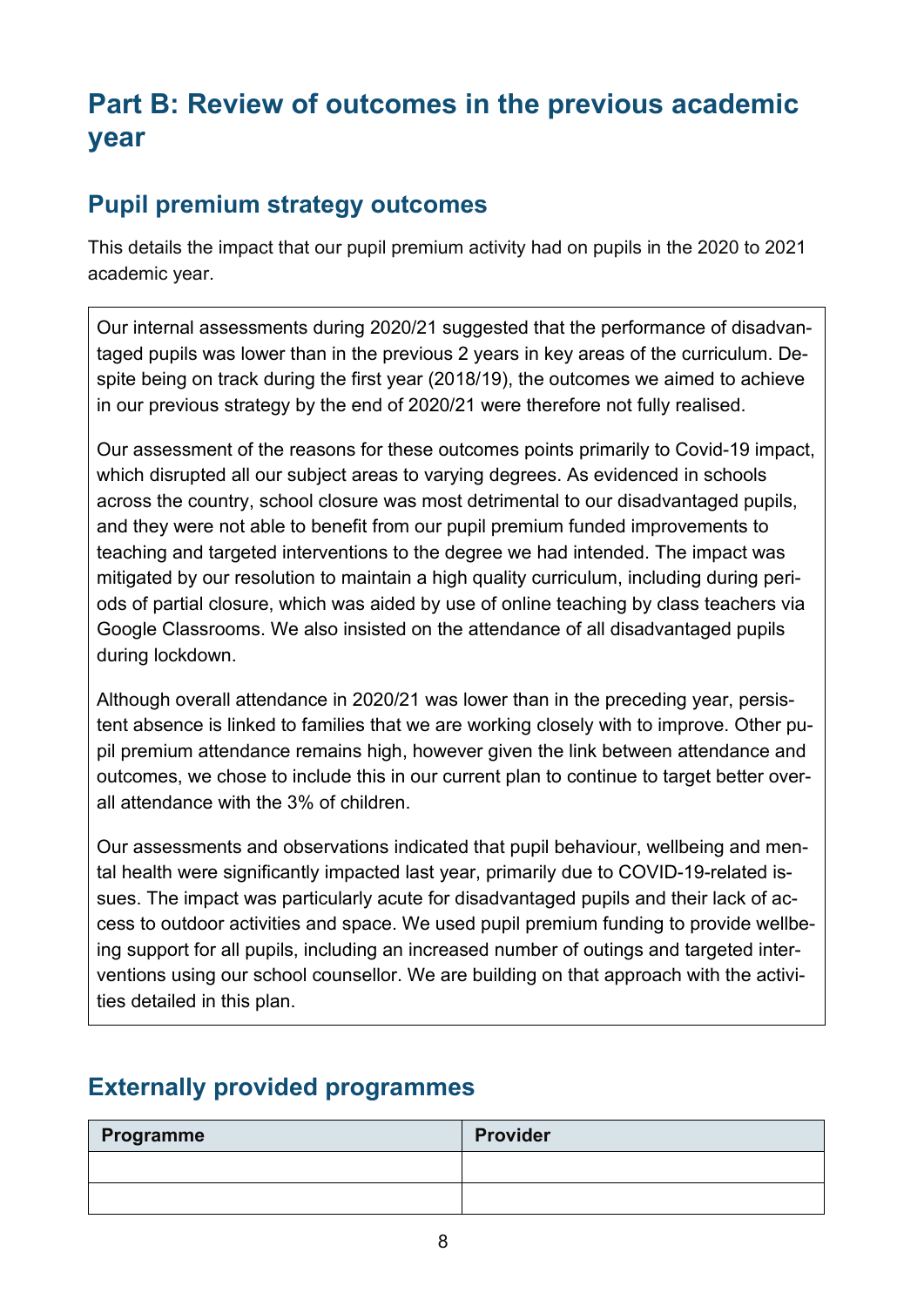# Part B: Review of outcomes in the previous academic year

## Pupil premium strategy outcomes

This details the impact that our pupil premium activity had on pupils in the 2020 to 2021 academic year.

Our internal assessments during 2020/21 suggested that the performance of disadvantaged pupils was lower than in the previous 2 years in key areas of the curriculum. Despite being on track during the first year (2018/19), the outcomes we aimed to achieve in our previous strategy by the end of 2020/21 were therefore not fully realised.

Our assessment of the reasons for these outcomes points primarily to Covid-19 impact, which disrupted all our subject areas to varying degrees. As evidenced in schools across the country, school closure was most detrimental to our disadvantaged pupils, and they were not able to benefit from our pupil premium funded improvements to teaching and targeted interventions to the degree we had intended. The impact was mitigated by our resolution to maintain a high quality curriculum, including during periods of partial closure, which was aided by use of online teaching by class teachers via Google Classrooms. We also insisted on the attendance of all disadvantaged pupils during lockdown.

Although overall attendance in 2020/21 was lower than in the preceding year, persistent absence is linked to families that we are working closely with to improve. Other pupil premium attendance remains high, however given the link between attendance and outcomes, we chose to include this in our current plan to continue to target better overall attendance with the 3% of children.

Our assessments and observations indicated that pupil behaviour, wellbeing and mental health were significantly impacted last year, primarily due to COVID-19-related issues. The impact was particularly acute for disadvantaged pupils and their lack of access to outdoor activities and space. We used pupil premium funding to provide wellbeing support for all pupils, including an increased number of outings and targeted interventions using our school counsellor. We are building on that approach with the activities detailed in this plan.

## Externally provided programmes

| Programme | Provider |
| --- | --- |
| | |
| | |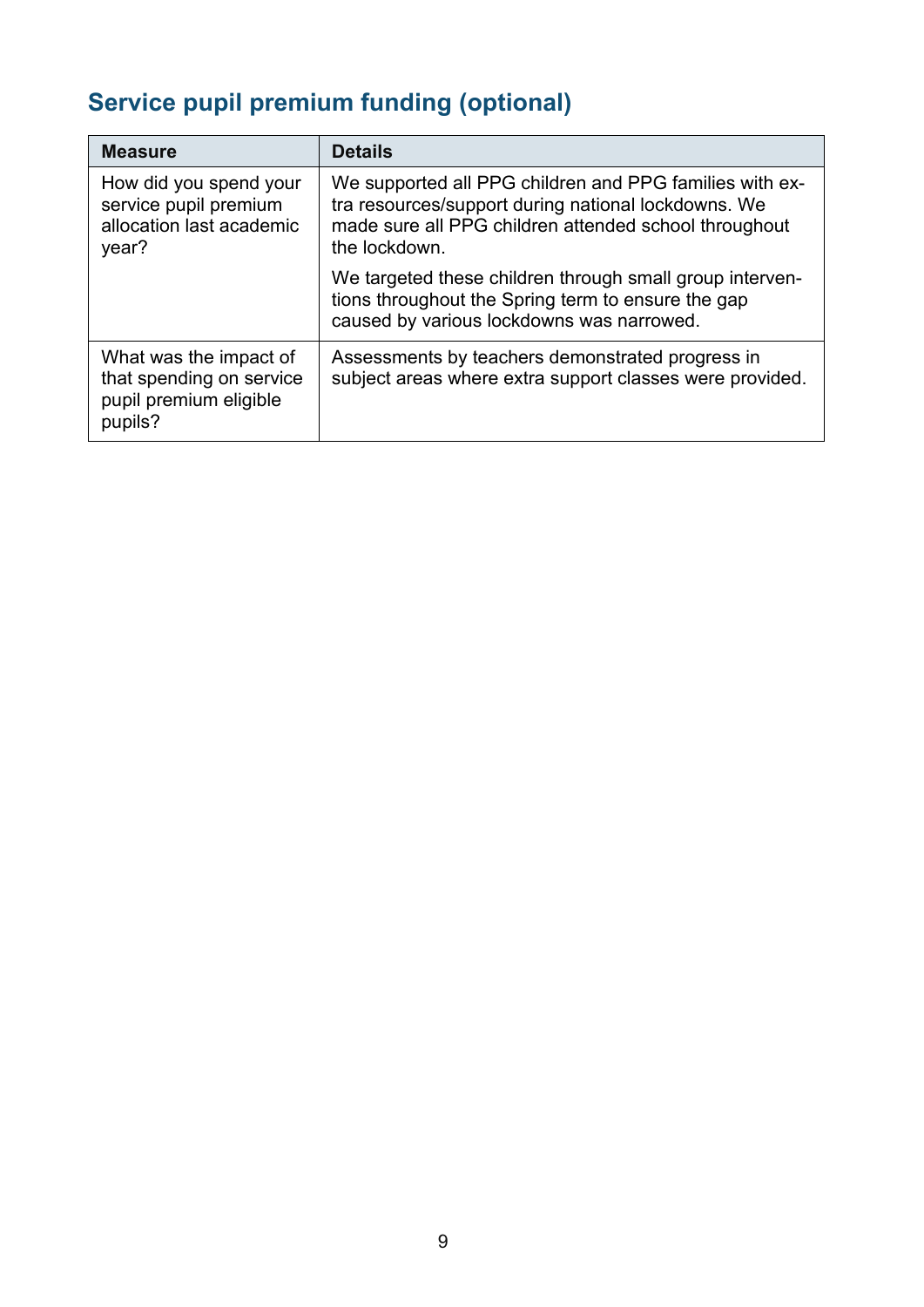## Service pupil premium funding (optional)

| Measure | Details |
|---|---|
| How did you spend your service pupil premium allocation last academic year? | We supported all PPG children and PPG families with extra resources/support during national lockdowns. We made sure all PPG children attended school throughout the lockdown.<br><br>We targeted these children through small group interventions throughout the Spring term to ensure the gap caused by various lockdowns was narrowed. |
| What was the impact of that spending on service pupil premium eligible pupils? | Assessments by teachers demonstrated progress in subject areas where extra support classes were provided. |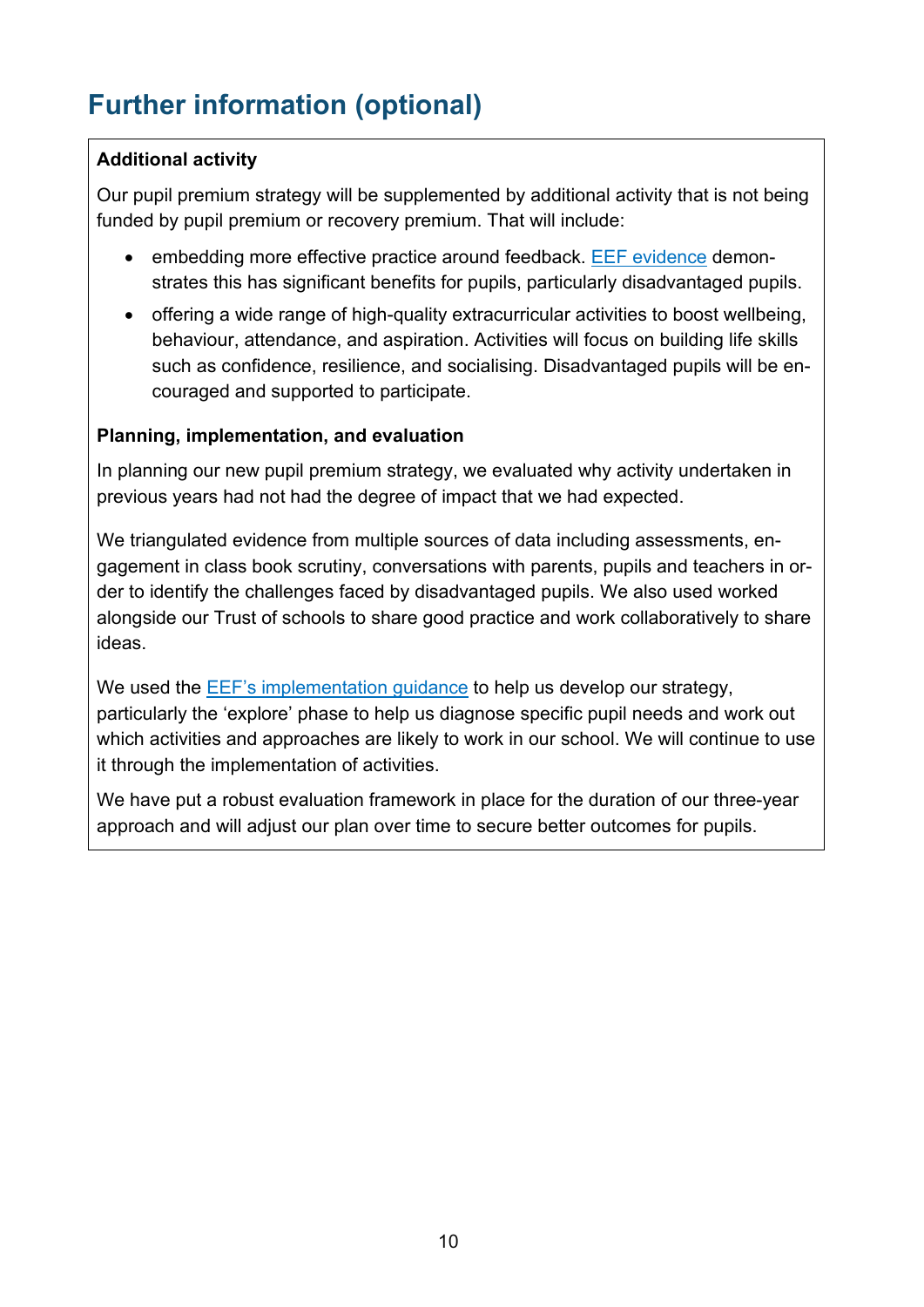# Further information (optional)

**Additional activity**

Our pupil premium strategy will be supplemented by additional activity that is not being funded by pupil premium or recovery premium. That will include:

- embedding more effective practice around feedback. [EEF evidence] demonstrates this has significant benefits for pupils, particularly disadvantaged pupils.
- offering a wide range of high-quality extracurricular activities to boost wellbeing, behaviour, attendance, and aspiration. Activities will focus on building life skills such as confidence, resilience, and socialising. Disadvantaged pupils will be encouraged and supported to participate.

**Planning, implementation, and evaluation**

In planning our new pupil premium strategy, we evaluated why activity undertaken in previous years had not had the degree of impact that we had expected.

We triangulated evidence from multiple sources of data including assessments, engagement in class book scrutiny, conversations with parents, pupils and teachers in order to identify the challenges faced by disadvantaged pupils. We also used worked alongside our Trust of schools to share good practice and work collaboratively to share ideas.

We used the [EEF's implementation guidance] to help us develop our strategy, particularly the 'explore' phase to help us diagnose specific pupil needs and work out which activities and approaches are likely to work in our school. We will continue to use it through the implementation of activities.

We have put a robust evaluation framework in place for the duration of our three-year approach and will adjust our plan over time to secure better outcomes for pupils.